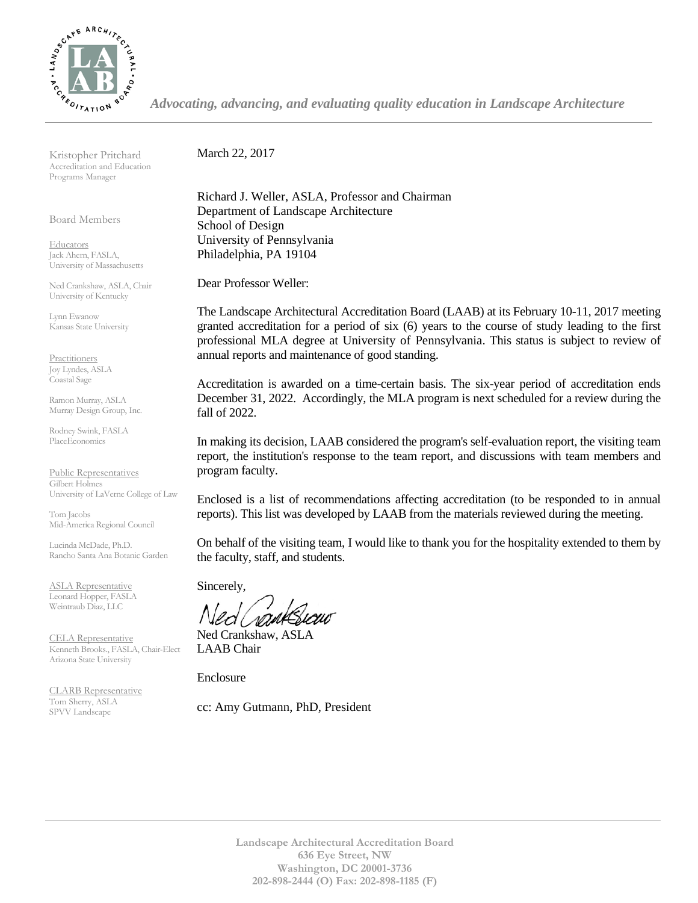*Advocating, advancing, and evaluating quality education in Landscape Architecture*

Kristopher Pritchard
Accreditation and Education Programs Manager

Board Members

Educators
Jack Ahern, FASLA, University of Massachusetts

Ned Crankshaw, ASLA, Chair
University of Kentucky

Lynn Ewanow
Kansas State University

Practitioners
Joy Lyndes, ASLA
Coastal Sage

Ramon Murray, ASLA
Murray Design Group, Inc.

Rodney Swink, FASLA
PlaceEconomics

Public Representatives
Gilbert Holmes
University of LaVerne College of Law

Tom Jacobs
Mid-America Regional Council

Lucinda McDade, Ph.D.
Rancho Santa Ana Botanic Garden

ASLA Representative
Leonard Hopper, FASLA
Weintraub Diaz, LLC

CELA Representative
Kenneth Brooks., FASLA, Chair-Elect
Arizona State University

CLARB Representative
Tom Sherry, ASLA
SPVV Landscape

March 22, 2017

Richard J. Weller, ASLA, Professor and Chairman
Department of Landscape Architecture
School of Design
University of Pennsylvania
Philadelphia, PA 19104

Dear Professor Weller:

The Landscape Architectural Accreditation Board (LAAB) at its February 10-11, 2017 meeting granted accreditation for a period of six (6) years to the course of study leading to the first professional MLA degree at University of Pennsylvania. This status is subject to review of annual reports and maintenance of good standing.

Accreditation is awarded on a time-certain basis. The six-year period of accreditation ends December 31, 2022. Accordingly, the MLA program is next scheduled for a review during the fall of 2022.

In making its decision, LAAB considered the program's self-evaluation report, the visiting team report, the institution's response to the team report, and discussions with team members and program faculty.

Enclosed is a list of recommendations affecting accreditation (to be responded to in annual reports). This list was developed by LAAB from the materials reviewed during the meeting.

On behalf of the visiting team, I would like to thank you for the hospitality extended to them by the faculty, staff, and students.

Sincerely,

Ned Crankshaw, ASLA
LAAB Chair

Enclosure

cc: Amy Gutmann, PhD, President

**Landscape Architectural Accreditation Board**
**636 Eye Street, NW**
**Washington, DC 20001-3736**
**202-898-2444 (O) Fax: 202-898-1185 (F)**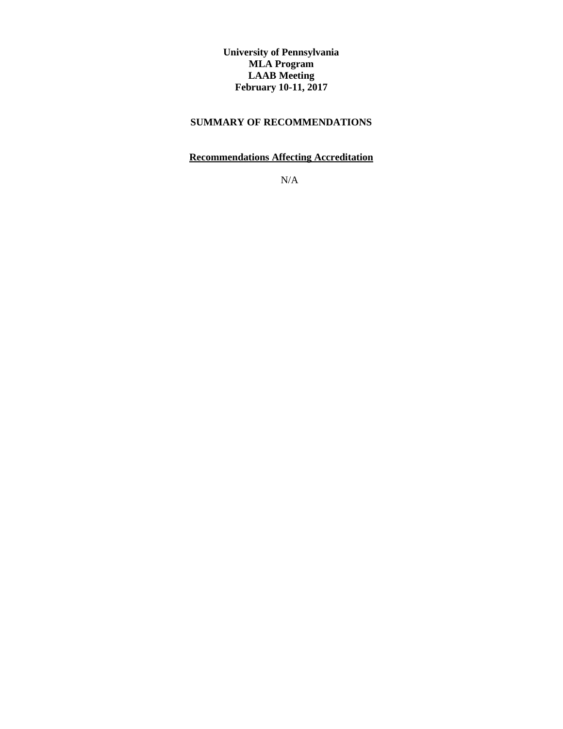**University of Pennsylvania**
**MLA Program**
**LAAB Meeting**
**February 10-11, 2017**

## SUMMARY OF RECOMMENDATIONS

### Recommendations Affecting Accreditation

N/A